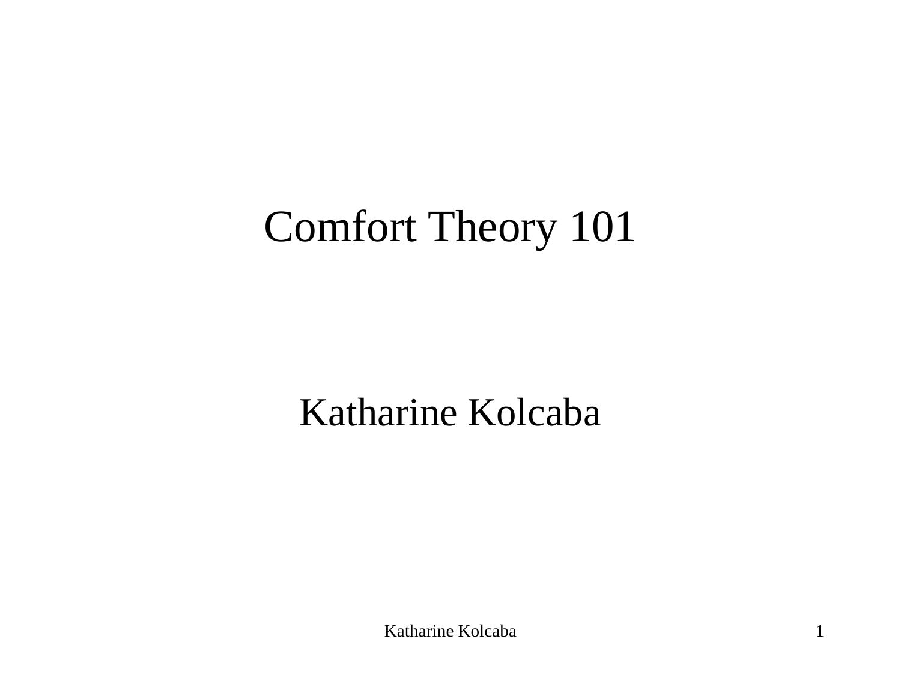# Comfort Theory 101

Katharine Kolcaba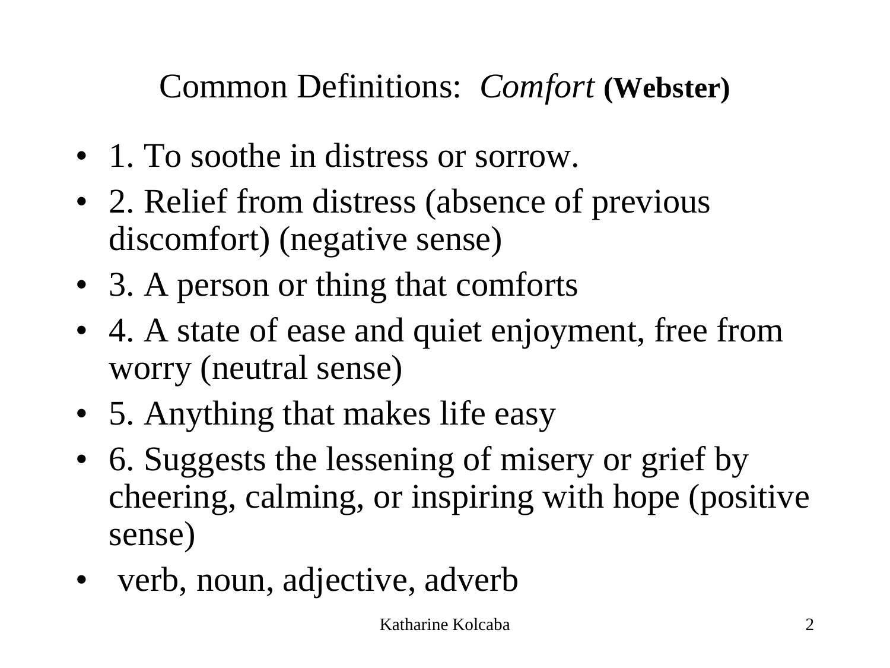# Common Definitions: *Comfort* **(Webster)**

- 1. To soothe in distress or sorrow.
- 2. Relief from distress (absence of previous discomfort) (negative sense)
- 3. A person or thing that comforts
- 4. A state of ease and quiet enjoyment, free from worry (neutral sense)
- 5. Anything that makes life easy
- 6. Suggests the lessening of misery or grief by cheering, calming, or inspiring with hope (positive sense)
- verb, noun, adjective, adverb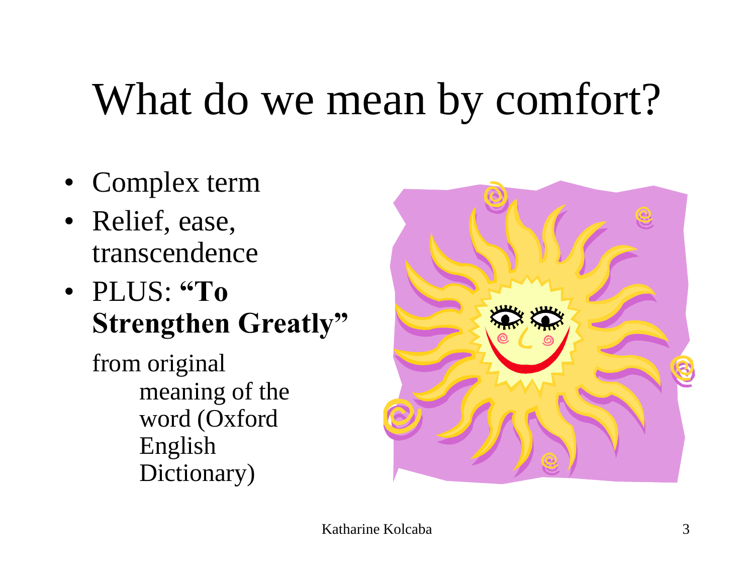# What do we mean by comfort?

- Complex term
- Relief, ease, transcendence
- PLUS: **"To Strengthen Greatly"**

  from original meaning of the word (Oxford English Dictionary)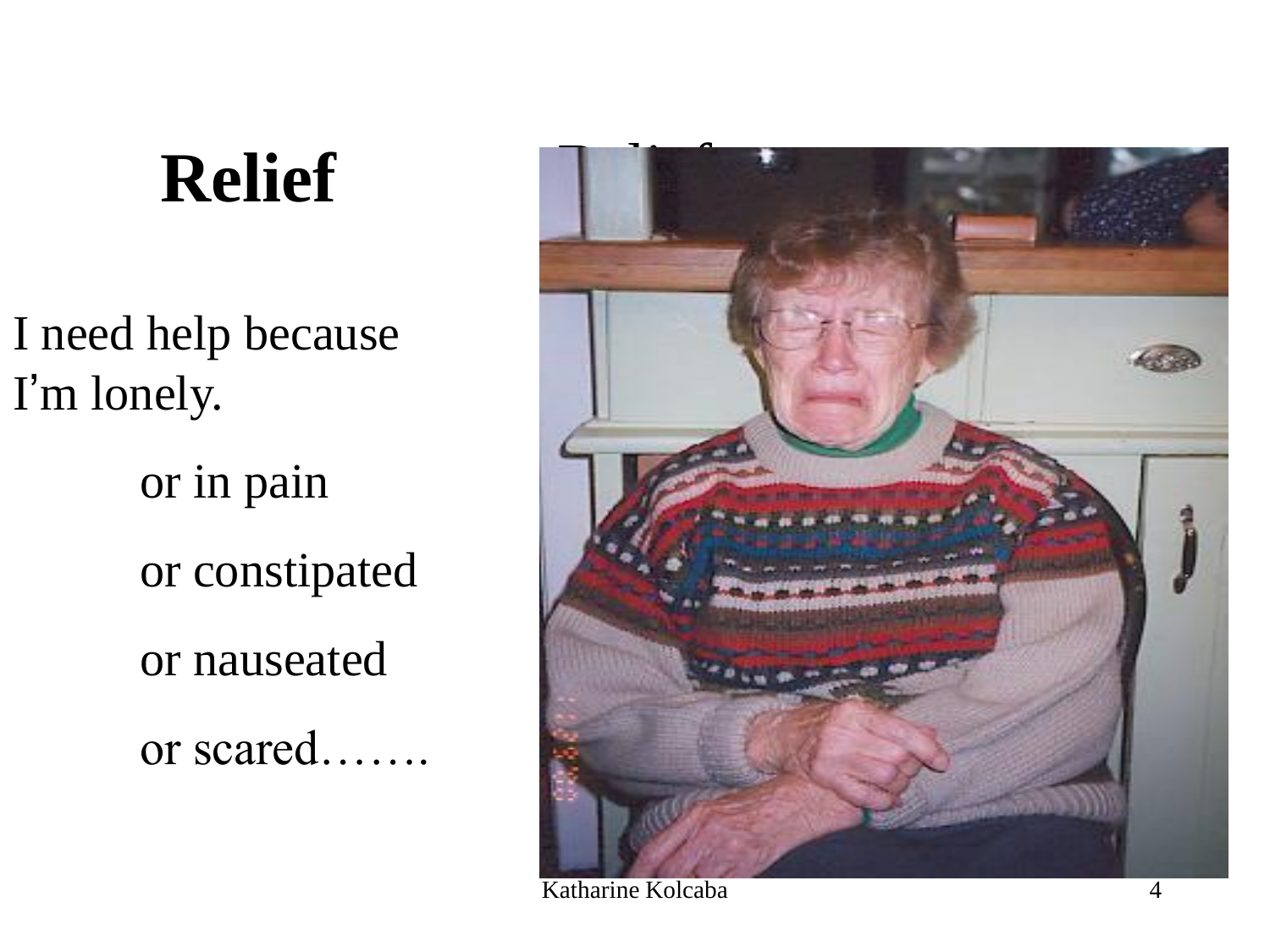# Relief

I need help because I'm lonely.

or in pain

or constipated

or nauseated

or scared…….

Katharine Kolcaba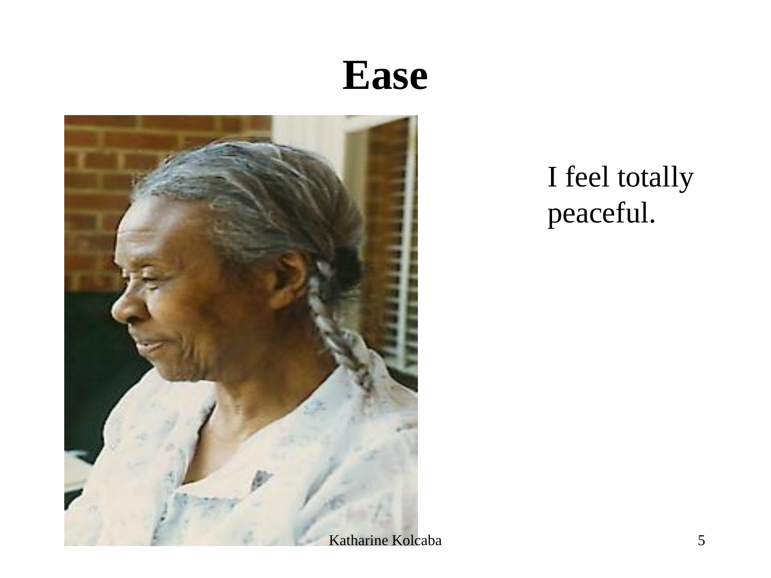# Ease

I feel totally peaceful.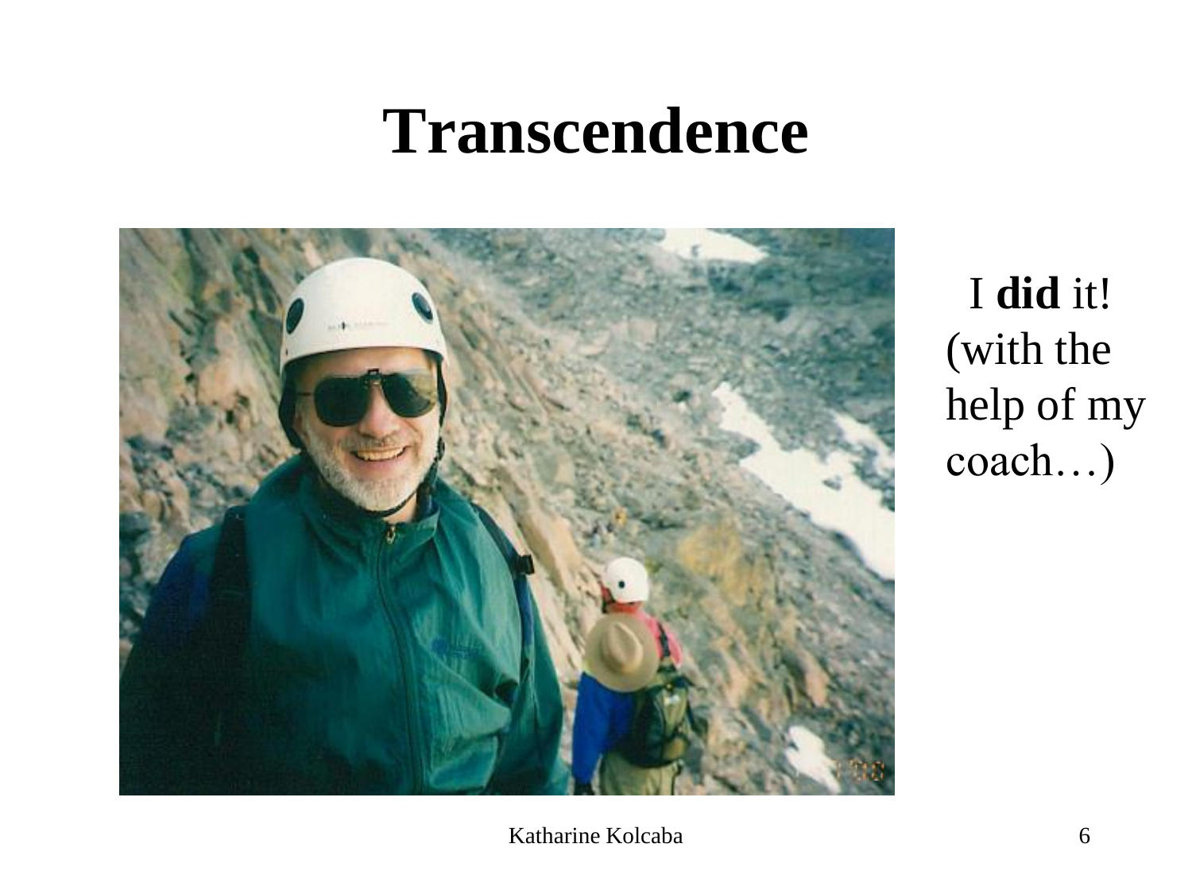# Transcendence

I **did** it! (with the help of my coach…)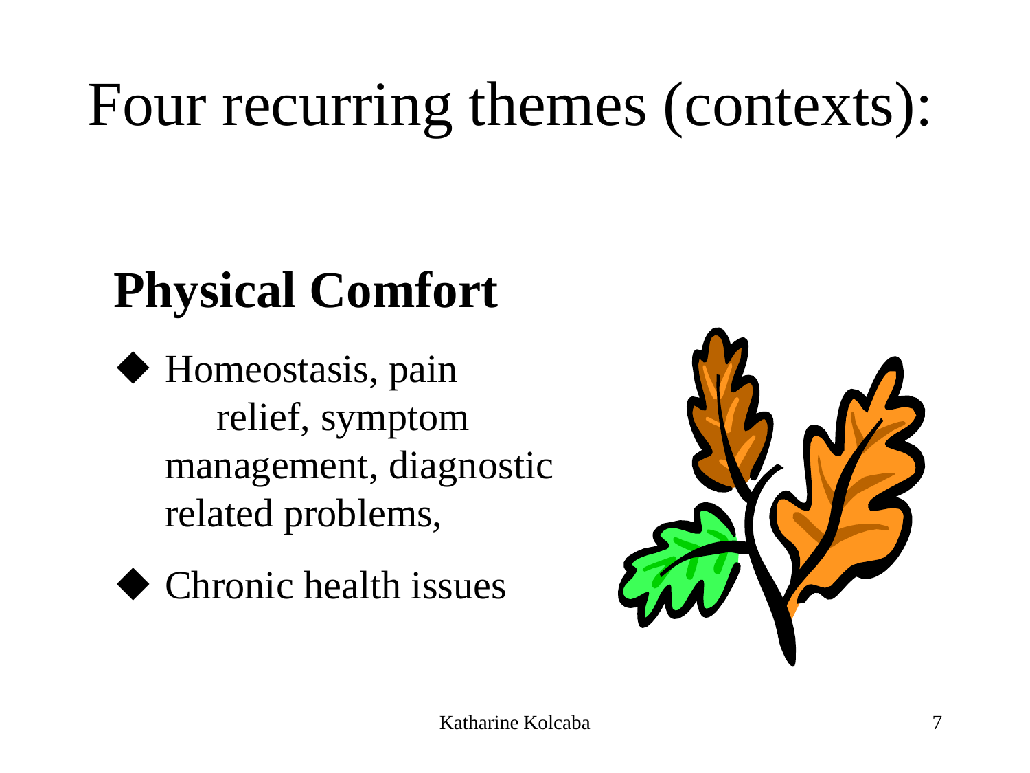# Four recurring themes (contexts):

## Physical Comfort

- Homeostasis, pain relief, symptom management, diagnostic related problems,
- Chronic health issues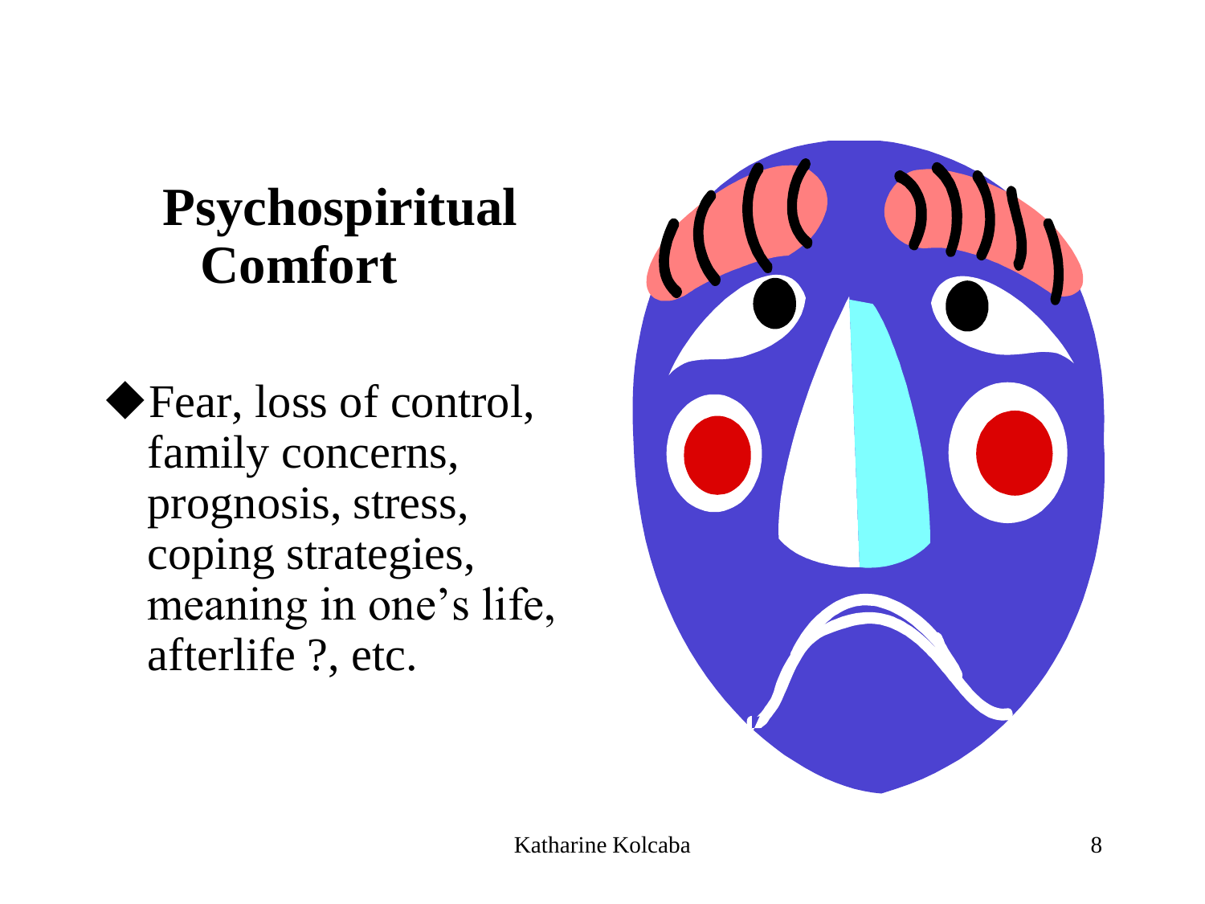# Psychospiritual Comfort

- Fear, loss of control, family concerns, prognosis, stress, coping strategies, meaning in one's life, afterlife ?, etc.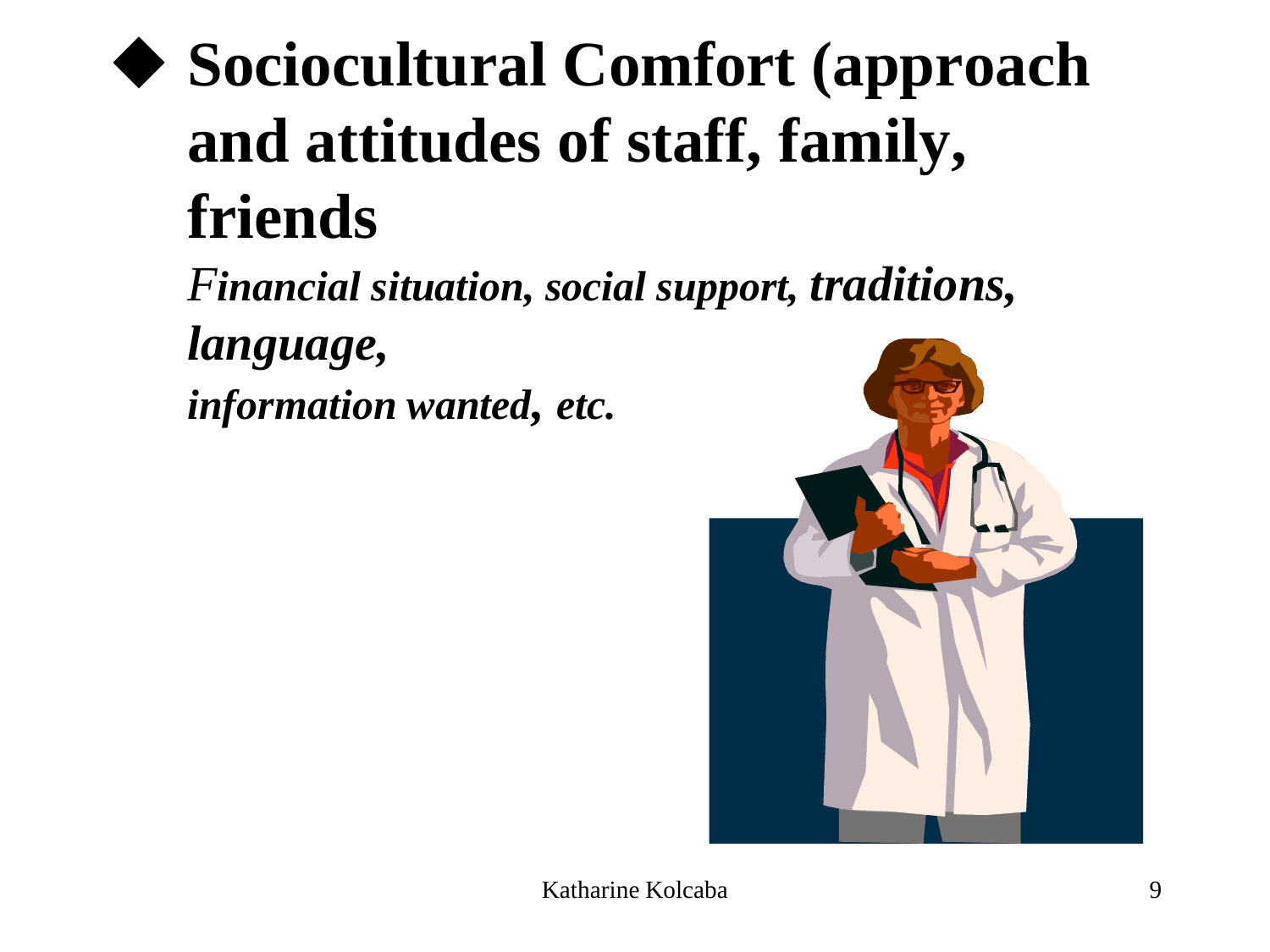- **Sociocultural Comfort (approach and attitudes of staff, family, friends**

  ***Financial situation, social support, traditions, language,***

  ***information wanted, etc.***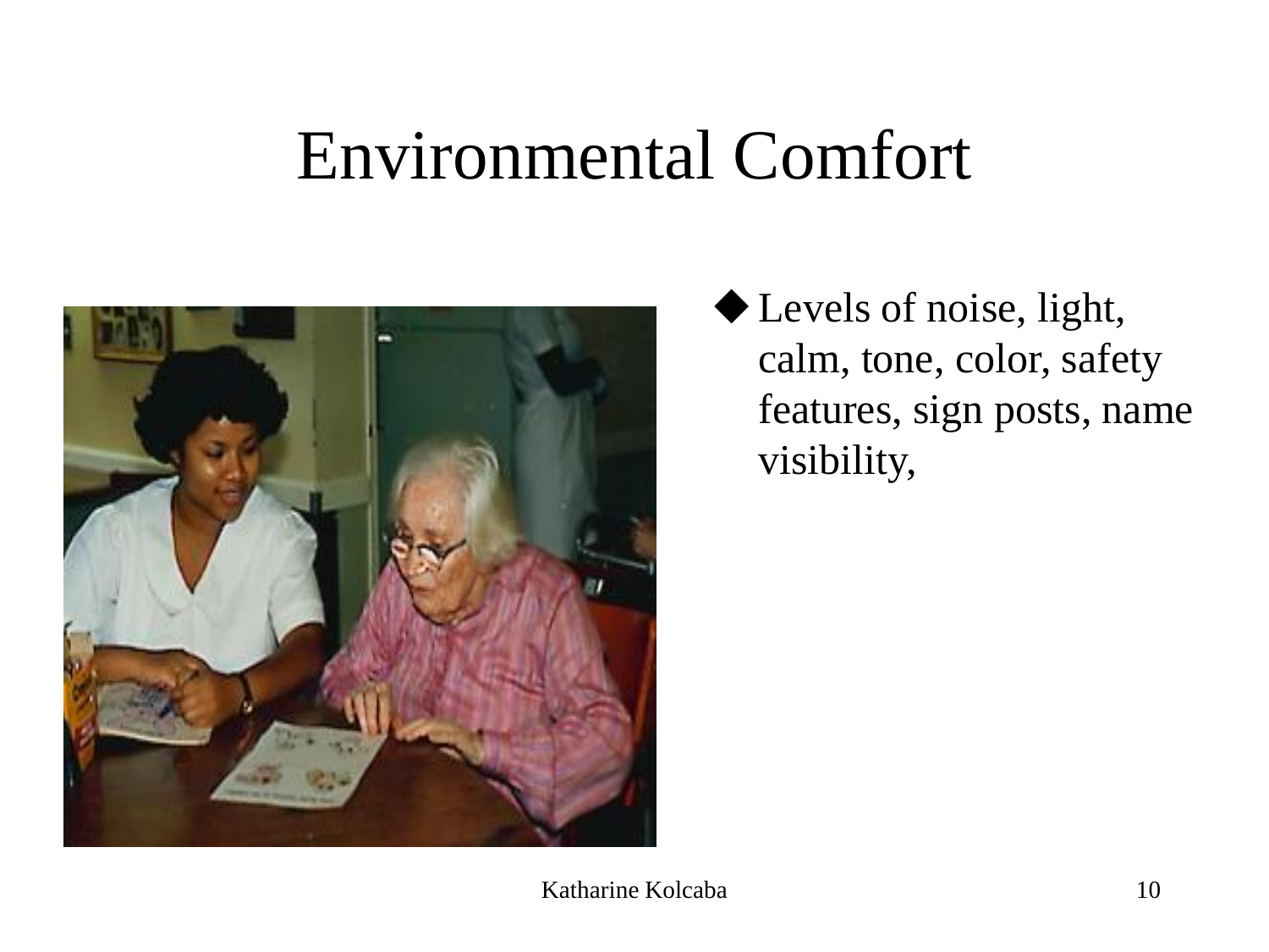# Environmental Comfort

- Levels of noise, light, calm, tone, color, safety features, sign posts, name visibility,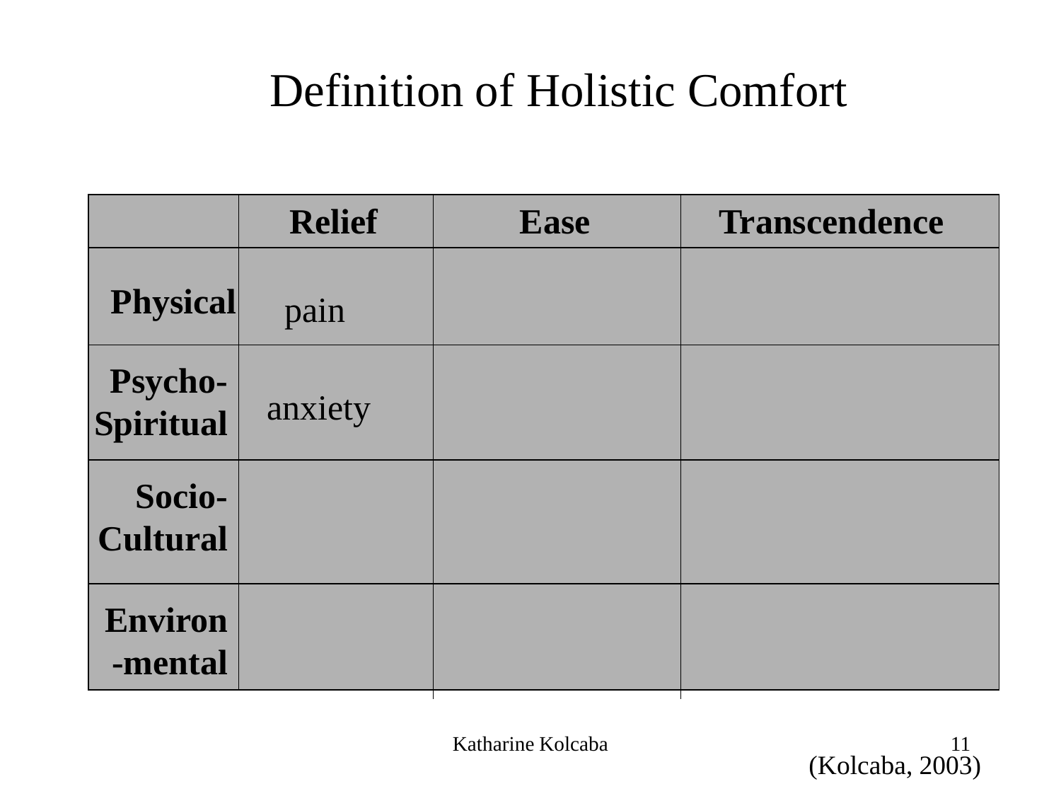# Definition of Holistic Comfort

| | Relief | Ease | Transcendence |
|---|---|---|---|
| **Physical** | pain | | |
| **Psycho-Spiritual** | anxiety | | |
| **Socio-Cultural** | | | |
| **Environ-mental** | | | |

Katharine Kolcaba

(Kolcaba, 2003)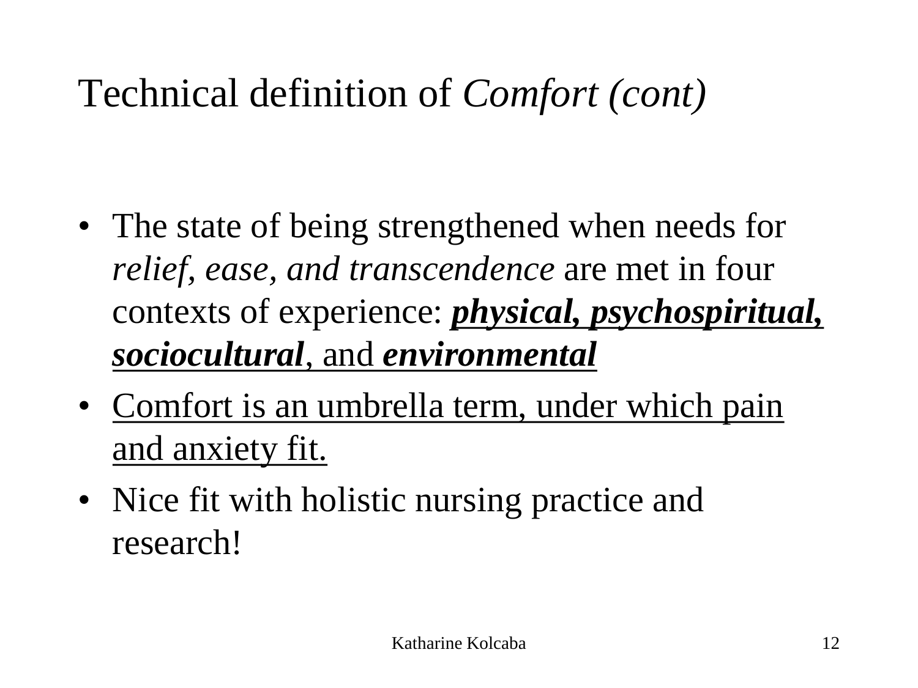# Technical definition of *Comfort (cont)*

- The state of being strengthened when needs for *relief, ease, and transcendence* are met in four contexts of experience: <u>***physical, psychospiritual, sociocultural***, and ***environmental***</u>
- <u>Comfort is an umbrella term, under which pain and anxiety fit.</u>
- Nice fit with holistic nursing practice and research!

Katharine Kolcaba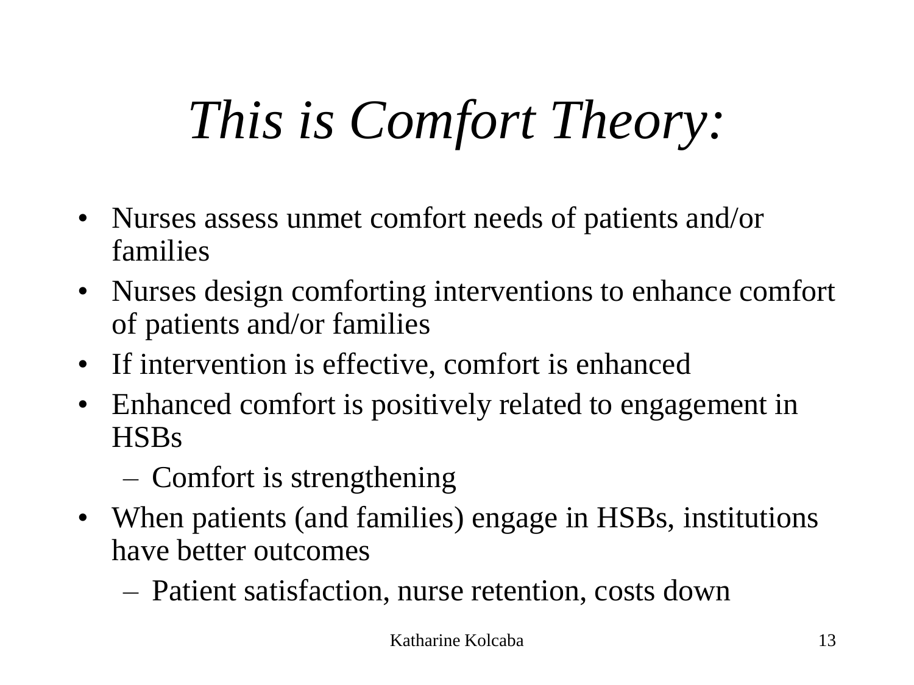# *This is Comfort Theory:*

- Nurses assess unmet comfort needs of patients and/or families
- Nurses design comforting interventions to enhance comfort of patients and/or families
- If intervention is effective, comfort is enhanced
- Enhanced comfort is positively related to engagement in HSBs
  - Comfort is strengthening
- When patients (and families) engage in HSBs, institutions have better outcomes
  - Patient satisfaction, nurse retention, costs down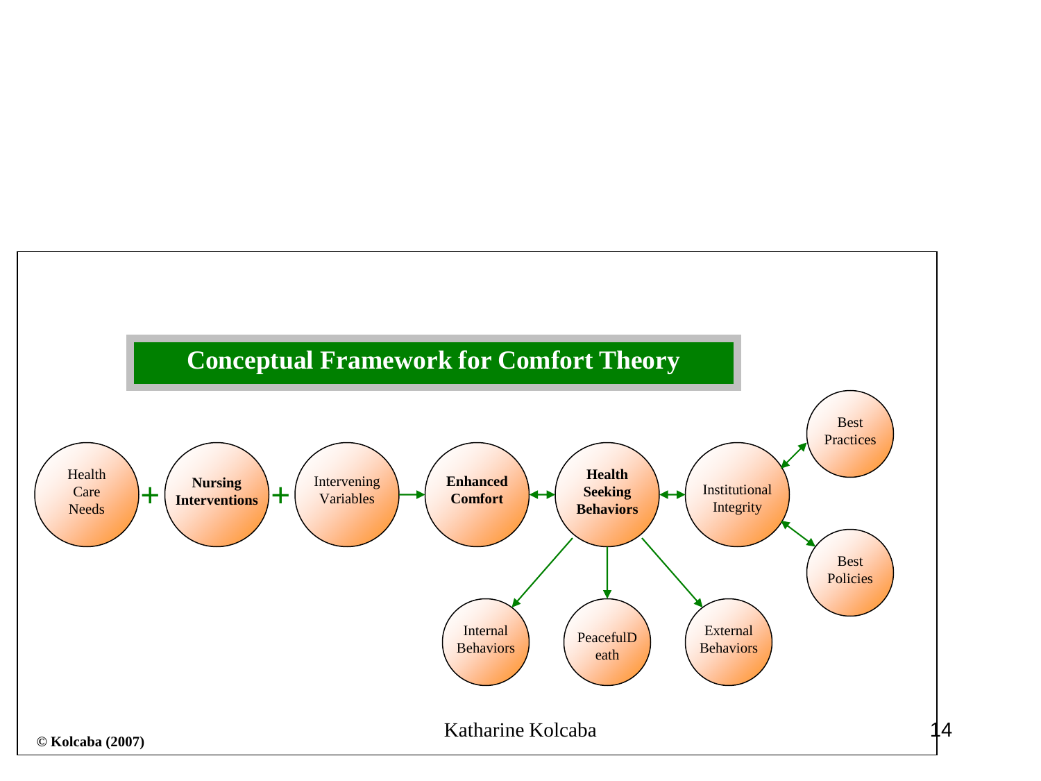## Conceptual Framework for Comfort Theory

Health Care Needs + **Nursing Interventions** + Intervening Variables → **Enhanced Comfort** ↔ **Health Seeking Behaviors** ↔ Institutional Integrity

- Institutional Integrity ↔ Best Practices
- Institutional Integrity ↔ Best Policies

**Health Seeking Behaviors** →

- Internal Behaviors
- PeacefulD eath
- External Behaviors

**© Kolcaba (2007)**

Katharine Kolcaba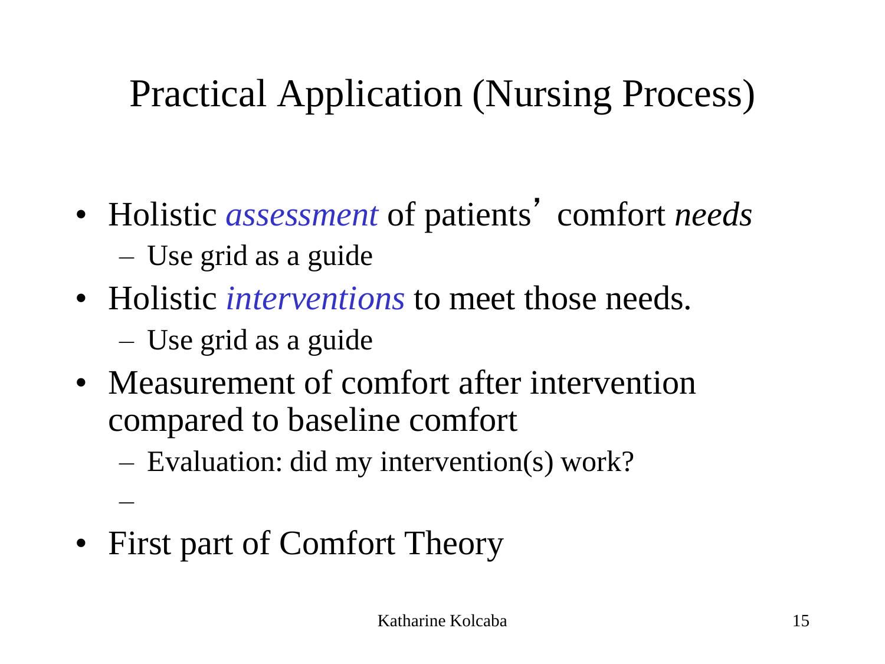# Practical Application (Nursing Process)

- Holistic *assessment* of patients' comfort *needs*
  - Use grid as a guide
- Holistic *interventions* to meet those needs.
  - Use grid as a guide
- Measurement of comfort after intervention compared to baseline comfort
  - Evaluation: did my intervention(s) work?
  - 
- First part of Comfort Theory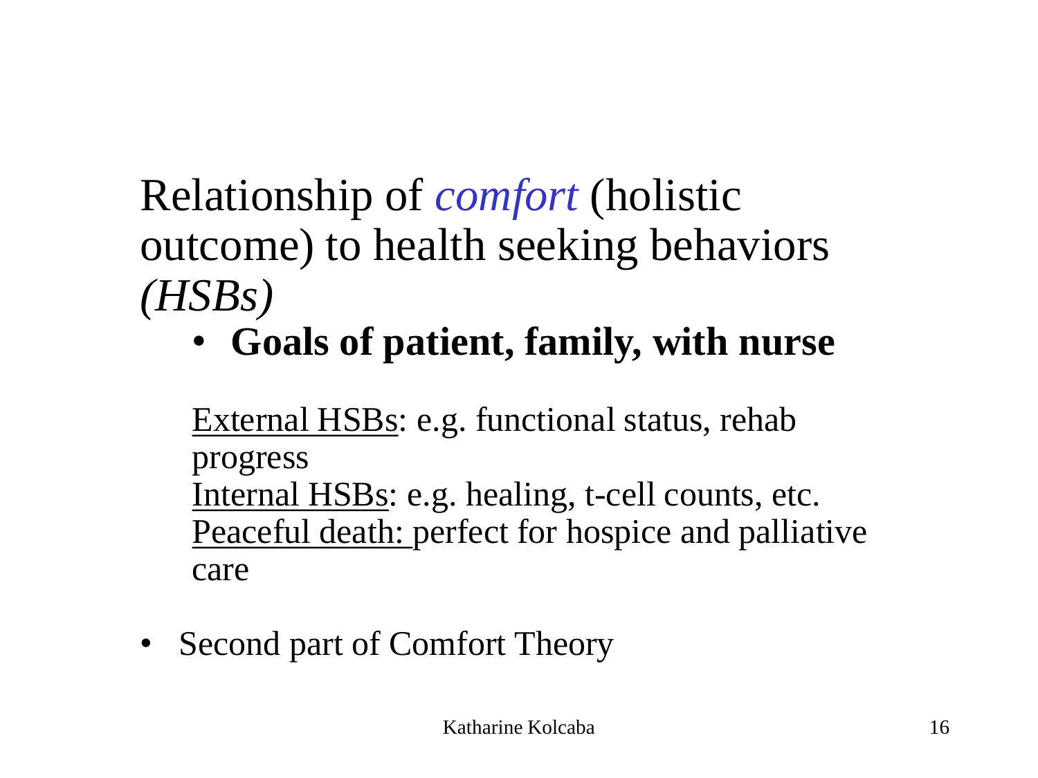# Relationship of *comfort* (holistic outcome) to health seeking behaviors *(HSBs)*

- **Goals of patient, family, with nurse**

  External HSBs: e.g. functional status, rehab progress
  Internal HSBs: e.g. healing, t-cell counts, etc.
  Peaceful death: perfect for hospice and palliative care

- Second part of Comfort Theory

Katharine Kolcaba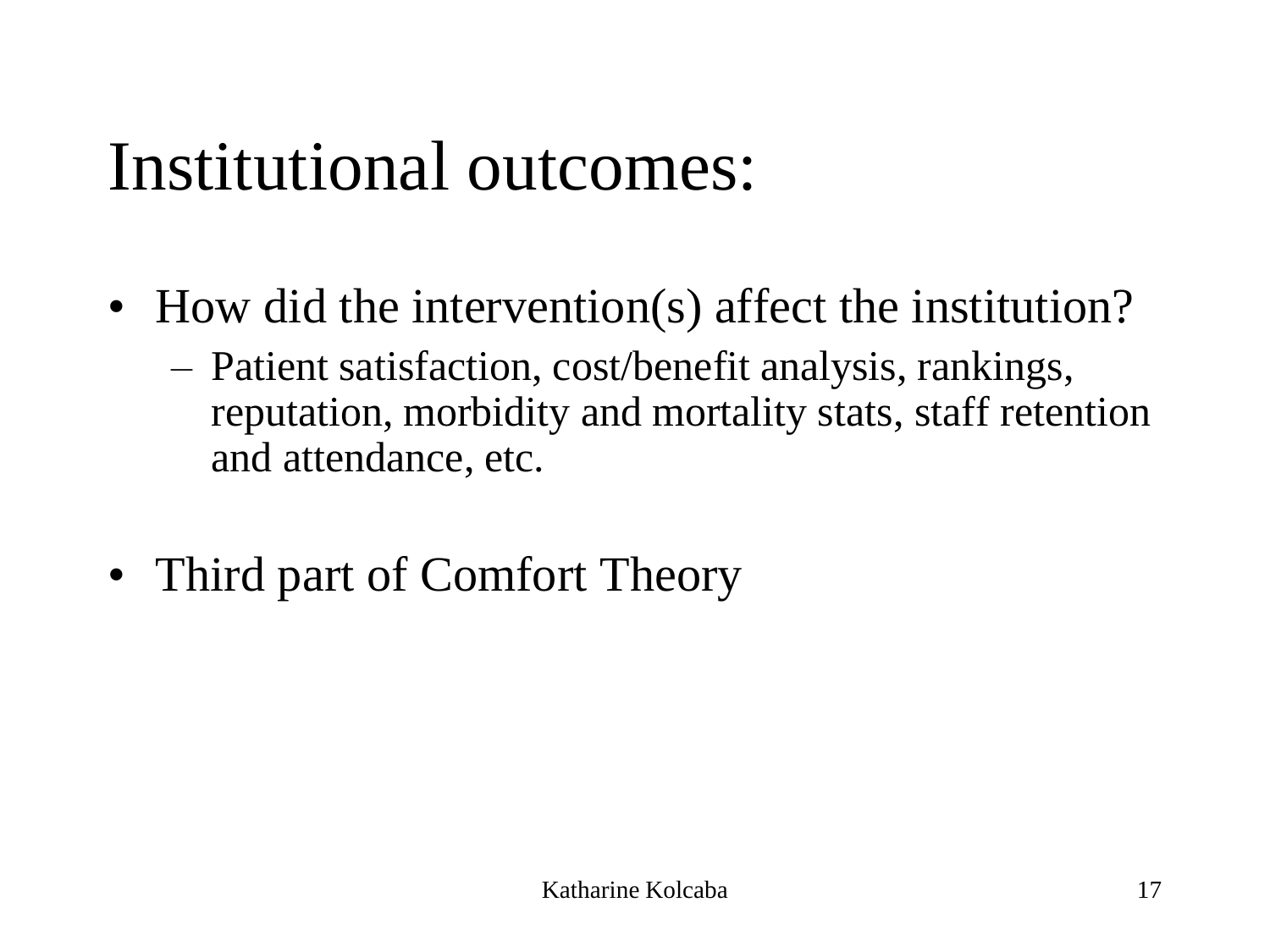# Institutional outcomes:

- How did the intervention(s) affect the institution?
  - Patient satisfaction, cost/benefit analysis, rankings, reputation, morbidity and mortality stats, staff retention and attendance, etc.
- Third part of Comfort Theory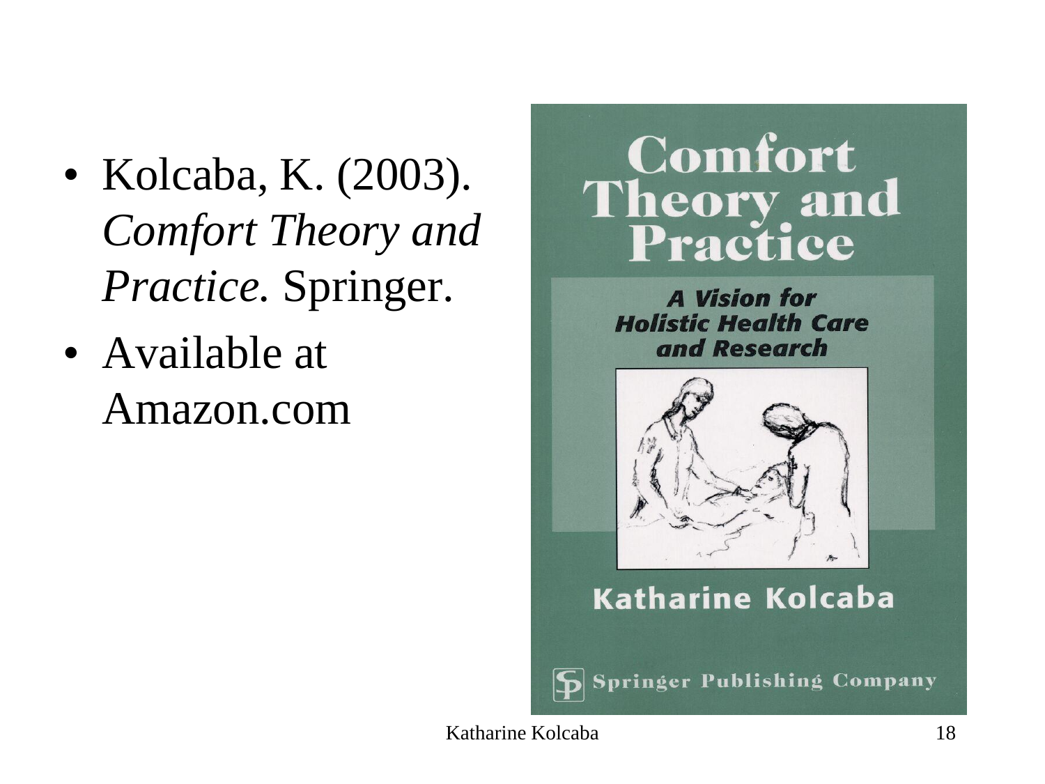- Kolcaba, K. (2003). *Comfort Theory and Practice.* Springer.
- Available at Amazon.com